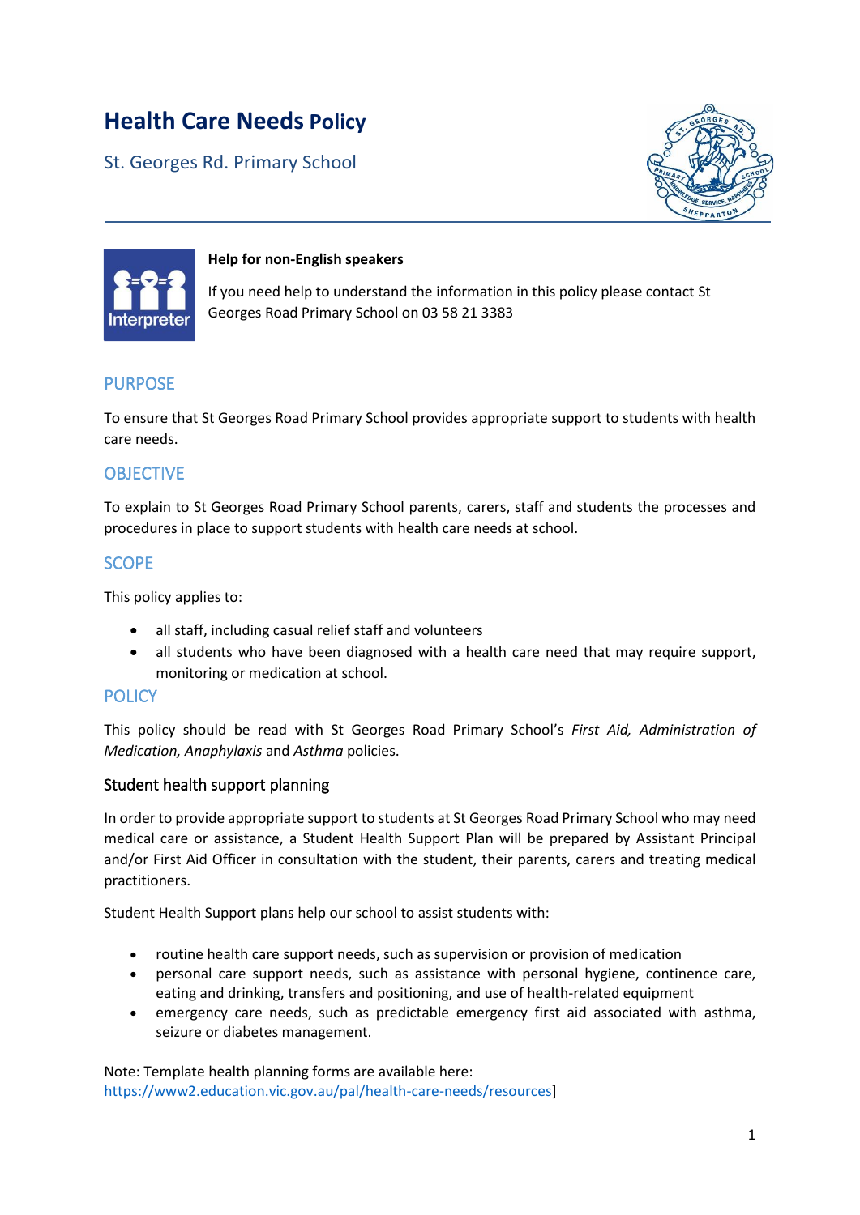# Health Care Needs Policy

St. Georges Rd. Primary School

**Help for non-English speakers**

If you need help to understand the information in this policy please contact St Georges Road Primary School on 03 58 21 3383

## PURPOSE

To ensure that St Georges Road Primary School provides appropriate support to students with health care needs.

## OBJECTIVE

To explain to St Georges Road Primary School parents, carers, staff and students the processes and procedures in place to support students with health care needs at school.

## SCOPE

This policy applies to:

- all staff, including casual relief staff and volunteers
- all students who have been diagnosed with a health care need that may require support, monitoring or medication at school.

## POLICY

This policy should be read with St Georges Road Primary School's *First Aid, Administration of Medication, Anaphylaxis* and *Asthma* policies.

### Student health support planning

In order to provide appropriate support to students at St Georges Road Primary School who may need medical care or assistance, a Student Health Support Plan will be prepared by Assistant Principal and/or First Aid Officer in consultation with the student, their parents, carers and treating medical practitioners.

Student Health Support plans help our school to assist students with:

- routine health care support needs, such as supervision or provision of medication
- personal care support needs, such as assistance with personal hygiene, continence care, eating and drinking, transfers and positioning, and use of health-related equipment
- emergency care needs, such as predictable emergency first aid associated with asthma, seizure or diabetes management.

Note: Template health planning forms are available here: https://www2.education.vic.gov.au/pal/health-care-needs/resources]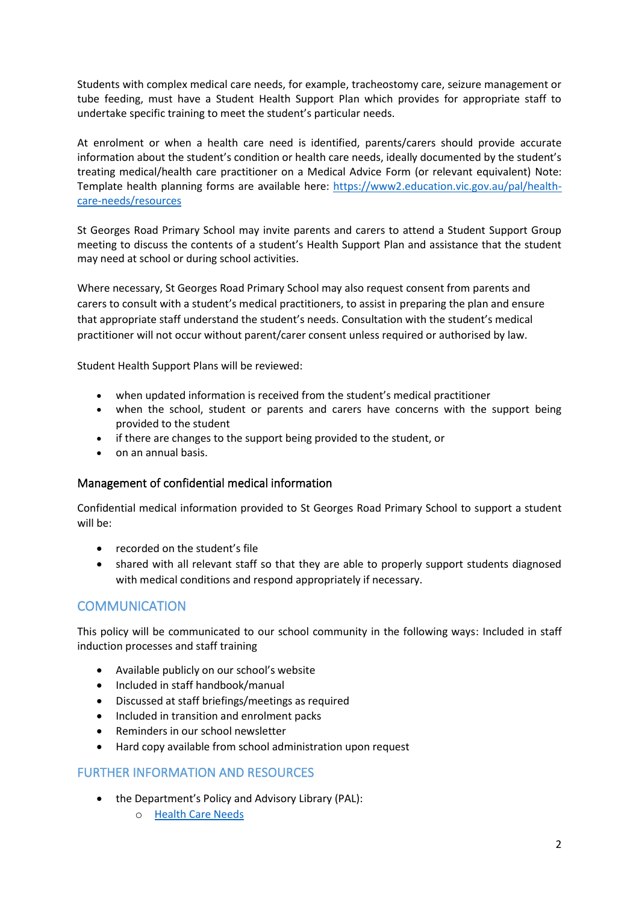Students with complex medical care needs, for example, tracheostomy care, seizure management or tube feeding, must have a Student Health Support Plan which provides for appropriate staff to undertake specific training to meet the student's particular needs.

At enrolment or when a health care need is identified, parents/carers should provide accurate information about the student's condition or health care needs, ideally documented by the student's treating medical/health care practitioner on a Medical Advice Form (or relevant equivalent) Note: Template health planning forms are available here: [https://www2.education.vic.gov.au/pal/health-care-needs/resources](https://www2.education.vic.gov.au/pal/health-care-needs/resources)

St Georges Road Primary School may invite parents and carers to attend a Student Support Group meeting to discuss the contents of a student's Health Support Plan and assistance that the student may need at school or during school activities.

Where necessary, St Georges Road Primary School may also request consent from parents and carers to consult with a student's medical practitioners, to assist in preparing the plan and ensure that appropriate staff understand the student's needs. Consultation with the student's medical practitioner will not occur without parent/carer consent unless required or authorised by law.

Student Health Support Plans will be reviewed:

- when updated information is received from the student's medical practitioner
- when the school, student or parents and carers have concerns with the support being provided to the student
- if there are changes to the support being provided to the student, or
- on an annual basis.

### Management of confidential medical information

Confidential medical information provided to St Georges Road Primary School to support a student will be:

- recorded on the student's file
- shared with all relevant staff so that they are able to properly support students diagnosed with medical conditions and respond appropriately if necessary.

## COMMUNICATION

This policy will be communicated to our school community in the following ways: Included in staff induction processes and staff training

- Available publicly on our school's website
- Included in staff handbook/manual
- Discussed at staff briefings/meetings as required
- Included in transition and enrolment packs
- Reminders in our school newsletter
- Hard copy available from school administration upon request

## FURTHER INFORMATION AND RESOURCES

- the Department's Policy and Advisory Library (PAL):
  - Health Care Needs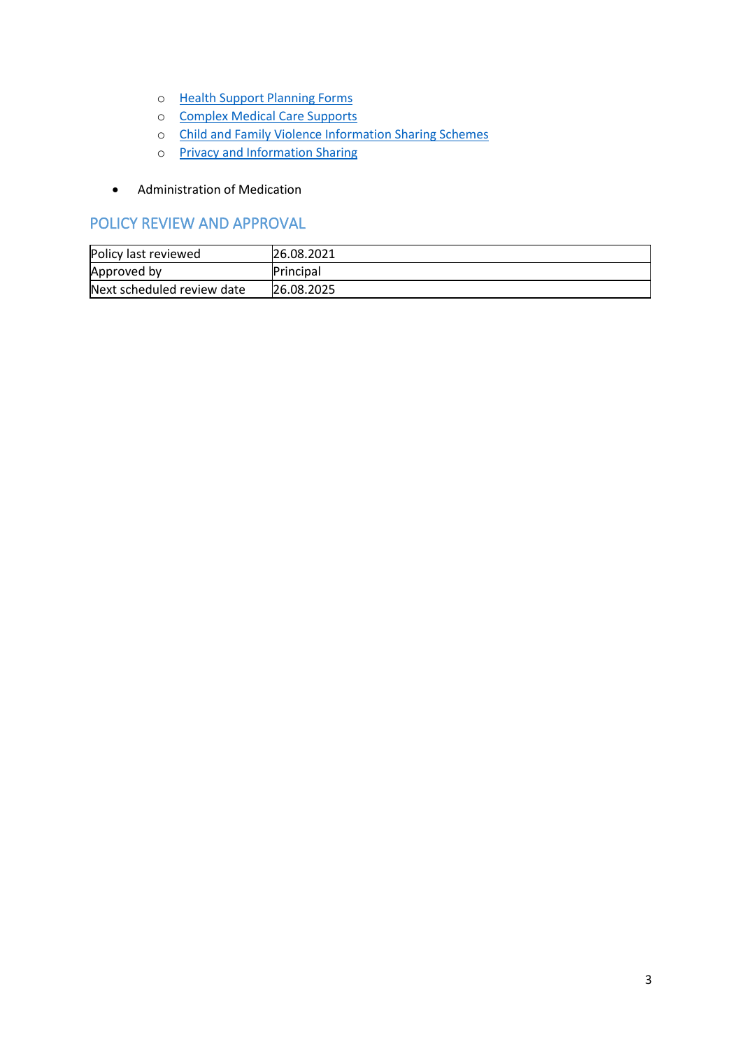- Health Support Planning Forms
    - Complex Medical Care Supports
    - Child and Family Violence Information Sharing Schemes
    - Privacy and Information Sharing

- Administration of Medication

## POLICY REVIEW AND APPROVAL

| | |
|---|---|
| Policy last reviewed | 26.08.2021 |
| Approved by | Principal |
| Next scheduled review date | 26.08.2025 |